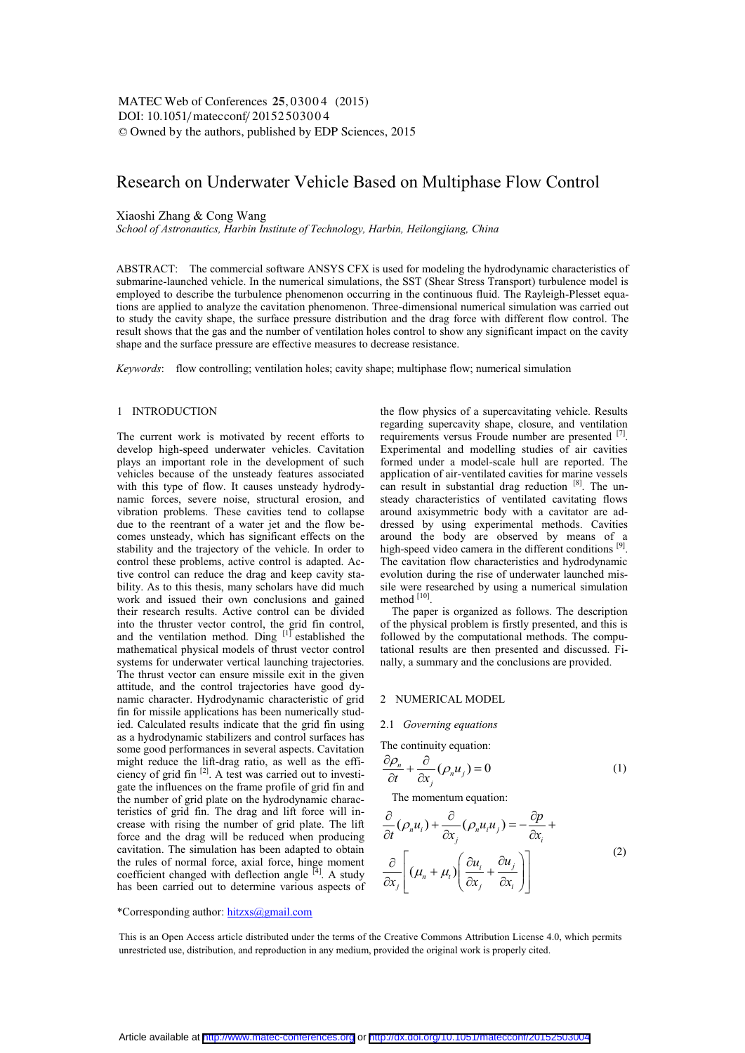# Research on Underwater Vehicle Based on Multiphase Flow Control

Xiaoshi Zhang & Cong Wang

*School of Astronautics, Harbin Institute of Technology, Harbin, Heilongjiang, China*

ABSTRACT: The commercial software ANSYS CFX is used for modeling the hydrodynamic characteristics of submarine-launched vehicle. In the numerical simulations, the SST (Shear Stress Transport) turbulence model is employed to describe the turbulence phenomenon occurring in the continuous fluid. The Rayleigh-Plesset equations are applied to analyze the cavitation phenomenon. Three-dimensional numerical simulation was carried out to study the cavity shape, the surface pressure distribution and the drag force with different flow control. The result shows that the gas and the number of ventilation holes control to show any significant impact on the cavity shape and the surface pressure are effective measures to decrease resistance.

*Keywords*: flow controlling; ventilation holes; cavity shape; multiphase flow; numerical simulation

## 1 INTRODUCTION

The current work is motivated by recent efforts to develop high-speed underwater vehicles. Cavitation plays an important role in the development of such vehicles because of the unsteady features associated with this type of flow. It causes unsteady hydrodynamic forces, severe noise, structural erosion, and vibration problems. These cavities tend to collapse due to the reentrant of a water jet and the flow becomes unsteady, which has significant effects on the stability and the trajectory of the vehicle. In order to control these problems, active control is adapted. Active control can reduce the drag and keep cavity stability. As to this thesis, many scholars have did much work and issued their own conclusions and gained their research results. Active control can be divided into the thruster vector control, the grid fin control, and the ventilation method. Ding [1] established the mathematical physical models of thrust vector control systems for underwater vertical launching trajectories. The thrust vector can ensure missile exit in the given attitude, and the control trajectories have good dynamic character. Hydrodynamic characteristic of grid fin for missile applications has been numerically studied. Calculated results indicate that the grid fin using as a hydrodynamic stabilizers and control surfaces has some good performances in several aspects. Cavitation might reduce the lift-drag ratio, as well as the efficiency of grid fin [2]. A test was carried out to investigate the influences on the frame profile of grid fin and the number of grid plate on the hydrodynamic characteristics of grid fin. The drag and lift force will increase with rising the number of grid plate. The lift force and the drag will be reduced when producing cavitation. The simulation has been adapted to obtain the rules of normal force, axial force, hinge moment coefficient changed with deflection angle [4]. A study has been carried out to determine various aspects of the flow physics of a supercavitating vehicle. Results regarding supercavity shape, closure, and ventilation requirements versus Froude number are presented [7]. Experimental and modelling studies of air cavities formed under a model-scale hull are reported. The application of air-ventilated cavities for marine vessels can result in substantial drag reduction [8]. The unsteady characteristics of ventilated cavitating flows around axisymmetric body with a cavitator are addressed by using experimental methods. Cavities around the body are observed by means of a high-speed video camera in the different conditions [9]. The cavitation flow characteristics and hydrodynamic evolution during the rise of underwater launched missile were researched by using a numerical simulation method [10].

The paper is organized as follows. The description of the physical problem is firstly presented, and this is followed by the computational methods. The computational results are then presented and discussed. Finally, a summary and the conclusions are provided.

## 2 NUMERICAL MODEL

### 2.1 *Governing equations*

The continuity equation:

$$\frac{\partial \rho_n}{\partial t} + \frac{\partial}{\partial x_j}(\rho_n u_j) = 0 \tag{1}$$

The momentum equation:

$$\frac{\partial}{\partial t}(\rho_n u_i) + \frac{\partial}{\partial x_j}(\rho_n u_i u_j) = -\frac{\partial p}{\partial x_i} + \frac{\partial}{\partial x_j}\left[(\mu_n + \mu_t)\left(\frac{\partial u_i}{\partial x_j} + \frac{\partial u_j}{\partial x_i}\right)\right] \tag{2}$$

*Corresponding author: hitzxs@gmail.com

This is an Open Access article distributed under the terms of the Creative Commons Attribution License 4.0, which permits unrestricted use, distribution, and reproduction in any medium, provided the original work is properly cited.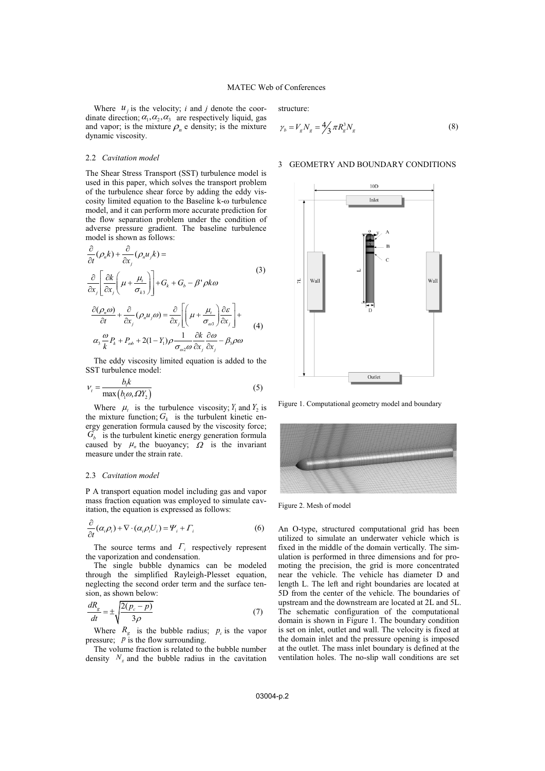Where $u_j$ is the velocity; *i* and *j* denote the coordinate direction; $\alpha_1, \alpha_2, \alpha_3$ are respectively liquid, gas and vapor; is the mixture $\rho_n$ e density; is the mixture dynamic viscosity.

### 2.2 Cavitation model

The Shear Stress Transport (SST) turbulence model is used in this paper, which solves the transport problem of the turbulence shear force by adding the eddy viscosity limited equation to the Baseline k-ω turbulence model, and it can perform more accurate prediction for the flow separation problem under the condition of adverse pressure gradient. The baseline turbulence model is shown as follows:

$$\frac{\partial}{\partial t}(\rho_n k) + \frac{\partial}{\partial x_j}(\rho_n u_j k) = \frac{\partial}{\partial x_j}\left[\frac{\partial k}{\partial x_j}\left(\mu + \frac{\mu_t}{\sigma_{k3}}\right)\right] + G_k + G_b - \beta' \rho k \omega \tag{3}$$

$$\frac{\partial(\rho_n \omega)}{\partial t} + \frac{\partial}{\partial x_j}(\rho_n u_j \omega) = \frac{\partial}{\partial x_j}\left[\left(\mu + \frac{\mu_t}{\sigma_{\omega 3}}\right)\frac{\partial \varepsilon}{\partial x_j}\right] + \alpha_3 \frac{\omega}{k} P_k + P_{\omega b} + 2(1 - Y_1)\rho \frac{1}{\sigma_{\omega 2}\omega}\frac{\partial k}{\partial x_j}\frac{\partial \omega}{\partial x_j} - \beta_3 \rho \omega \tag{4}$$

The eddy viscosity limited equation is added to the SST turbulence model:

$$\nu_t = \frac{b_1 k}{\max(b_1 \omega, \Omega Y_2)} \tag{5}$$

Where $\mu_t$ is the turbulence viscosity; $Y_1$ and $Y_2$ is the mixture function; $G_k$ is the turbulent kinetic energy generation formula caused by the viscosity force; $G_b$ is the turbulent kinetic energy generation formula caused by $\mu_n$ the buoyancy; $\Omega$ is the invariant measure under the strain rate.

### 2.3 Cavitation model

P A transport equation model including gas and vapor mass fraction equation was employed to simulate cavitation, the equation is expressed as follows:

$$\frac{\partial}{\partial t}(\alpha_i \rho_i) + \nabla \cdot (\alpha_i \rho_i U_i) = \Psi_i + \Gamma_i \tag{6}$$

The source terms and $\Gamma_i$ respectively represent the vaporization and condensation.

The single bubble dynamics can be modeled through the simplified Rayleigh-Plesset equation, neglecting the second order term and the surface tension, as shown below:

$$\frac{dR_g}{dt} = \pm\sqrt{\frac{2(p_c - p)}{3\rho}} \tag{7}$$

Where $R_g$ is the bubble radius; $p_c$ is the vapor pressure; $p$ is the flow surrounding.

The volume fraction is related to the bubble number density $N_g$ and the bubble radius in the cavitation structure:

$$\gamma_b = V_g N_g = \frac{4}{3}\pi R_g^3 N_g \tag{8}$$

## 3 GEOMETRY AND BOUNDARY CONDITIONS

Figure 1. Computational geometry model and boundary

Figure 2. Mesh of model

An O-type, structured computational grid has been utilized to simulate an underwater vehicle which is fixed in the middle of the domain vertically. The simulation is performed in three dimensions and for promoting the precision, the grid is more concentrated near the vehicle. The vehicle has diameter D and length L. The left and right boundaries are located at 5D from the center of the vehicle. The boundaries of upstream and the downstream are located at 2L and 5L. The schematic configuration of the computational domain is shown in Figure 1. The boundary condition is set on inlet, outlet and wall. The velocity is fixed at the domain inlet and the pressure opening is imposed at the outlet. The mass inlet boundary is defined at the ventilation holes. The no-slip wall conditions are set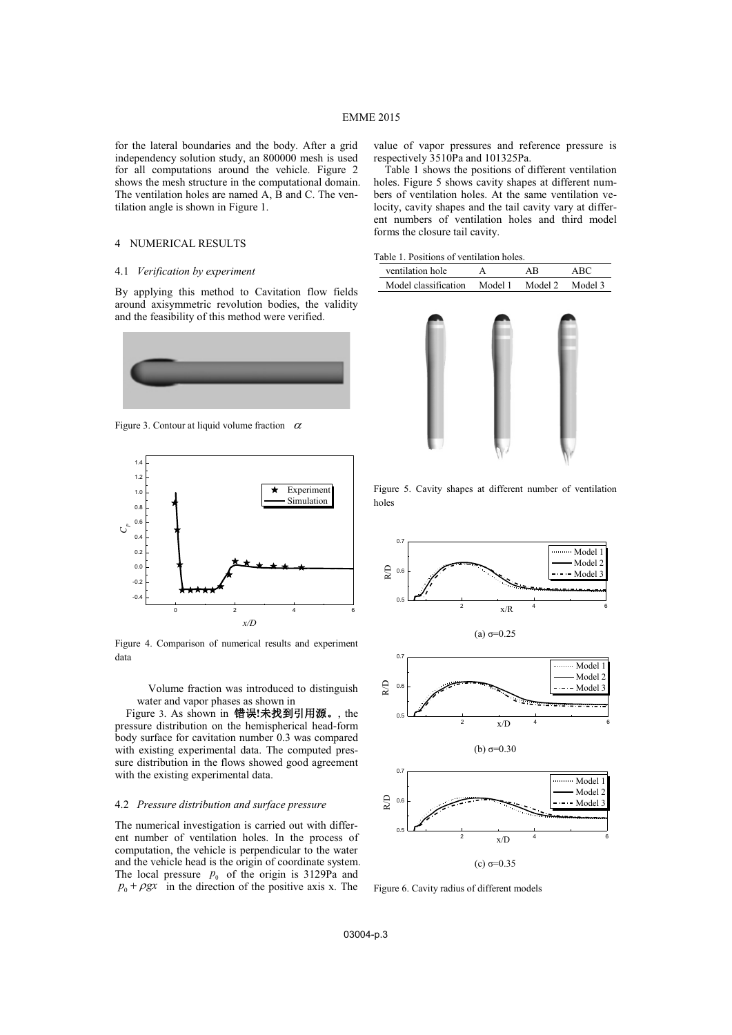for the lateral boundaries and the body. After a grid independency solution study, an 800000 mesh is used for all computations around the vehicle. Figure 2 shows the mesh structure in the computational domain. The ventilation holes are named A, B and C. The ventilation angle is shown in Figure 1.

## 4 NUMERICAL RESULTS

### 4.1 *Verification by experiment*

By applying this method to Cavitation flow fields around axisymmetric revolution bodies, the validity and the feasibility of this method were verified.

Figure 3. Contour at liquid volume fraction $\alpha$

Figure 4. Comparison of numerical results and experiment data

Volume fraction was introduced to distinguish water and vapor phases as shown in

Figure 3. As shown in 错误!未找到引用源。, the pressure distribution on the hemispherical head-form body surface for cavitation number 0.3 was compared with existing experimental data. The computed pressure distribution in the flows showed good agreement with the existing experimental data.

### 4.2 *Pressure distribution and surface pressure*

The numerical investigation is carried out with different number of ventilation holes. In the process of computation, the vehicle is perpendicular to the water and the vehicle head is the origin of coordinate system. The local pressure $p_0$ of the origin is 3129Pa and $p_0 + \rho g x$ in the direction of the positive axis x. The value of vapor pressures and reference pressure is respectively 3510Pa and 101325Pa.

Table 1 shows the positions of different ventilation holes. Figure 5 shows cavity shapes at different numbers of ventilation holes. At the same ventilation velocity, cavity shapes and the tail cavity vary at different numbers of ventilation holes and third model forms the closure tail cavity.

Table 1. Positions of ventilation holes.

| ventilation hole | A | AB | ABC |
|---|---|---|---|
| Model classification | Model 1 | Model 2 | Model 3 |

Figure 5. Cavity shapes at different number of ventilation holes

(a) σ=0.25

(b) σ=0.30

(c) σ=0.35

Figure 6. Cavity radius of different models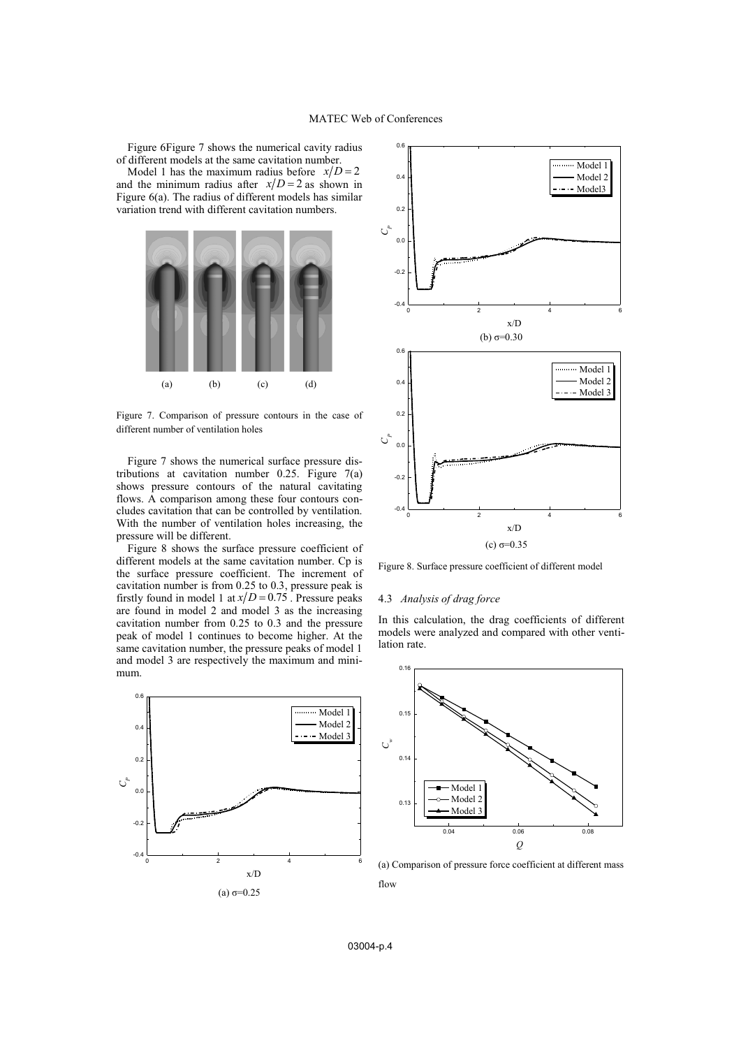Figure 6Figure 7 shows the numerical cavity radius of different models at the same cavitation number.

Model 1 has the maximum radius before $x/D = 2$ and the minimum radius after $x/D = 2$ as shown in Figure 6(a). The radius of different models has similar variation trend with different cavitation numbers.

(a) (b) (c) (d)

Figure 7. Comparison of pressure contours in the case of different number of ventilation holes

Figure 7 shows the numerical surface pressure distributions at cavitation number 0.25. Figure 7(a) shows pressure contours of the natural cavitating flows. A comparison among these four contours concludes cavitation that can be controlled by ventilation. With the number of ventilation holes increasing, the pressure will be different.

Figure 8 shows the surface pressure coefficient of different models at the same cavitation number. Cp is the surface pressure coefficient. The increment of cavitation number is from 0.25 to 0.3, pressure peak is firstly found in model 1 at $x/D = 0.75$ . Pressure peaks are found in model 2 and model 3 as the increasing cavitation number from 0.25 to 0.3 and the pressure peak of model 1 continues to become higher. At the same cavitation number, the pressure peaks of model 1 and model 3 are respectively the maximum and minimum.

(a) σ=0.25

(b) σ=0.30

(c) σ=0.35

Figure 8. Surface pressure coefficient of different model

### 4.3 *Analysis of drag force*

In this calculation, the drag coefficients of different models were analyzed and compared with other ventilation rate.

(a) Comparison of pressure force coefficient at different mass flow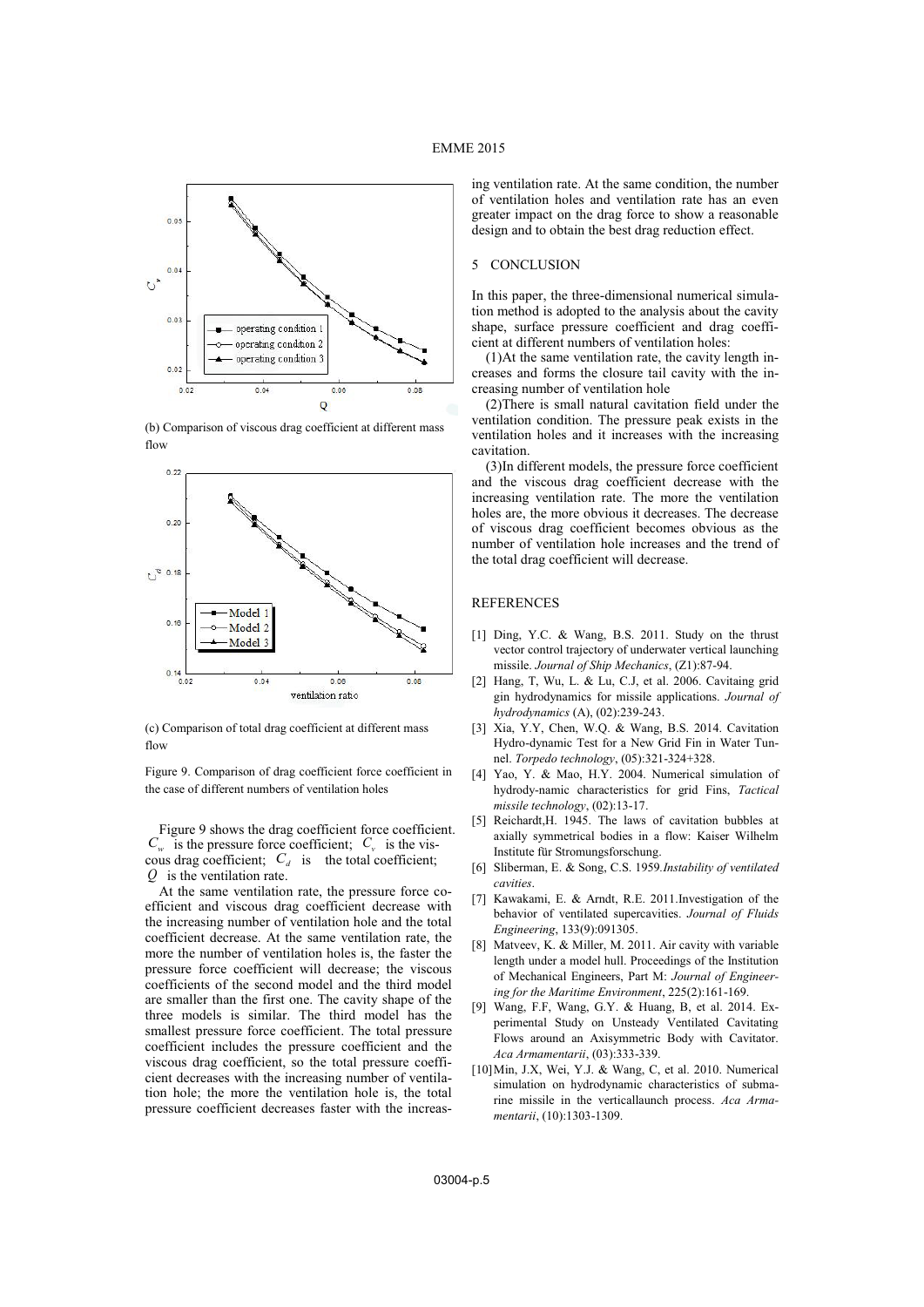0.05

0.04

$C_v$

0.03

operating condition 1

operating condition 2

operating condition 3

0.02

0.02 0.04 0.06 0.08

Q

(b) Comparison of viscous drag coefficient at different mass flow

0.22

0.20

$C_d$ 0.18

0.16

Model 1

Model 2

Model 3

0.14

0.02 0.04 0.06 0.08

ventilation ratio

(c) Comparison of total drag coefficient at different mass flow

Figure 9. Comparison of drag coefficient force coefficient in the case of different numbers of ventilation holes

Figure 9 shows the drag coefficient force coefficient. $C_w$ is the pressure force coefficient; $C_v$ is the viscous drag coefficient; $C_d$ is the total coefficient; $Q$ is the ventilation rate.

At the same ventilation rate, the pressure force coefficient and viscous drag coefficient decrease with the increasing number of ventilation hole and the total coefficient decrease. At the same ventilation rate, the more the number of ventilation holes is, the faster the pressure force coefficient will decrease; the viscous coefficients of the second model and the third model are smaller than the first one. The cavity shape of the three models is similar. The third model has the smallest pressure force coefficient. The total pressure coefficient includes the pressure coefficient and the viscous drag coefficient, so the total pressure coefficient decreases with the increasing number of ventilation hole; the more the ventilation hole is, the total pressure coefficient decreases faster with the increasing ventilation rate. At the same condition, the number of ventilation holes and ventilation rate has an even greater impact on the drag force to show a reasonable design and to obtain the best drag reduction effect.

## 5 CONCLUSION

In this paper, the three-dimensional numerical simulation method is adopted to the analysis about the cavity shape, surface pressure coefficient and drag coefficient at different numbers of ventilation holes:

(1)At the same ventilation rate, the cavity length increases and forms the closure tail cavity with the increasing number of ventilation hole

(2)There is small natural cavitation field under the ventilation condition. The pressure peak exists in the ventilation holes and it increases with the increasing cavitation.

(3)In different models, the pressure force coefficient and the viscous drag coefficient decrease with the increasing ventilation rate. The more the ventilation holes are, the more obvious it decreases. The decrease of viscous drag coefficient becomes obvious as the number of ventilation hole increases and the trend of the total drag coefficient will decrease.

## REFERENCES

[1] Ding, Y.C. & Wang, B.S. 2011. Study on the thrust vector control trajectory of underwater vertical launching missile. *Journal of Ship Mechanics*, (Z1):87-94.

[2] Hang, T, Wu, L. & Lu, C.J, et al. 2006. Cavitaing grid gin hydrodynamics for missile applications. *Journal of hydrodynamics* (A), (02):239-243.

[3] Xia, Y.Y, Chen, W.Q. & Wang, B.S. 2014. Cavitation Hydro-dynamic Test for a New Grid Fin in Water Tunnel. *Torpedo technology*, (05):321-324+328.

[4] Yao, Y. & Mao, H.Y. 2004. Numerical simulation of hydrody-namic characteristics for grid Fins, *Tactical missile technology*, (02):13-17.

[5] Reichardt,H. 1945. The laws of cavitation bubbles at axially symmetrical bodies in a flow: Kaiser Wilhelm Institute für Stromungsforschung.

[6] Sliberman, E. & Song, C.S. 1959.*Instability of ventilated cavities*.

[7] Kawakami, E. & Arndt, R.E. 2011.Investigation of the behavior of ventilated supercavities. *Journal of Fluids Engineering*, 133(9):091305.

[8] Matveev, K. & Miller, M. 2011. Air cavity with variable length under a model hull. Proceedings of the Institution of Mechanical Engineers, Part M: *Journal of Engineering for the Maritime Environment*, 225(2):161-169.

[9] Wang, F.F, Wang, G.Y. & Huang, B, et al. 2014. Experimental Study on Unsteady Ventilated Cavitating Flows around an Axisymmetric Body with Cavitator. *Aca Armamentarii*, (03):333-339.

[10] Min, J.X, Wei, Y.J. & Wang, C, et al. 2010. Numerical simulation on hydrodynamic characteristics of submarine missile in the verticallaunch process. *Aca Armamentarii*, (10):1303-1309.